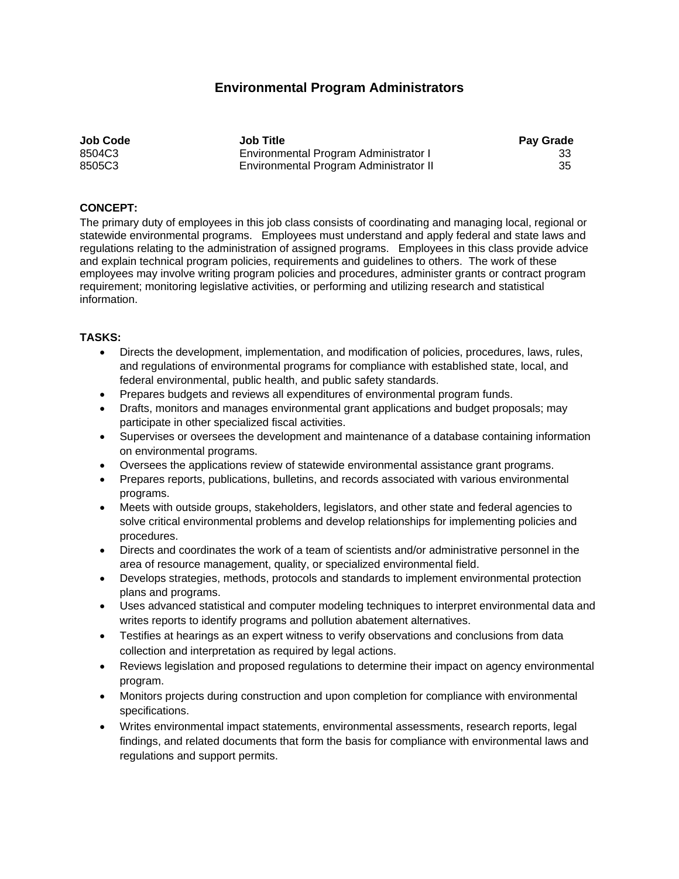# Environmental Program Administrators

| Job Code | Job Title | Pay Grade |
| --- | --- | --- |
| 8504C3 | Environmental Program Administrator I | 33 |
| 8505C3 | Environmental Program Administrator II | 35 |

**CONCEPT:**

The primary duty of employees in this job class consists of coordinating and managing local, regional or statewide environmental programs. Employees must understand and apply federal and state laws and regulations relating to the administration of assigned programs. Employees in this class provide advice and explain technical program policies, requirements and guidelines to others. The work of these employees may involve writing program policies and procedures, administer grants or contract program requirement; monitoring legislative activities, or performing and utilizing research and statistical information.

**TASKS:**

- Directs the development, implementation, and modification of policies, procedures, laws, rules, and regulations of environmental programs for compliance with established state, local, and federal environmental, public health, and public safety standards.
- Prepares budgets and reviews all expenditures of environmental program funds.
- Drafts, monitors and manages environmental grant applications and budget proposals; may participate in other specialized fiscal activities.
- Supervises or oversees the development and maintenance of a database containing information on environmental programs.
- Oversees the applications review of statewide environmental assistance grant programs.
- Prepares reports, publications, bulletins, and records associated with various environmental programs.
- Meets with outside groups, stakeholders, legislators, and other state and federal agencies to solve critical environmental problems and develop relationships for implementing policies and procedures.
- Directs and coordinates the work of a team of scientists and/or administrative personnel in the area of resource management, quality, or specialized environmental field.
- Develops strategies, methods, protocols and standards to implement environmental protection plans and programs.
- Uses advanced statistical and computer modeling techniques to interpret environmental data and writes reports to identify programs and pollution abatement alternatives.
- Testifies at hearings as an expert witness to verify observations and conclusions from data collection and interpretation as required by legal actions.
- Reviews legislation and proposed regulations to determine their impact on agency environmental program.
- Monitors projects during construction and upon completion for compliance with environmental specifications.
- Writes environmental impact statements, environmental assessments, research reports, legal findings, and related documents that form the basis for compliance with environmental laws and regulations and support permits.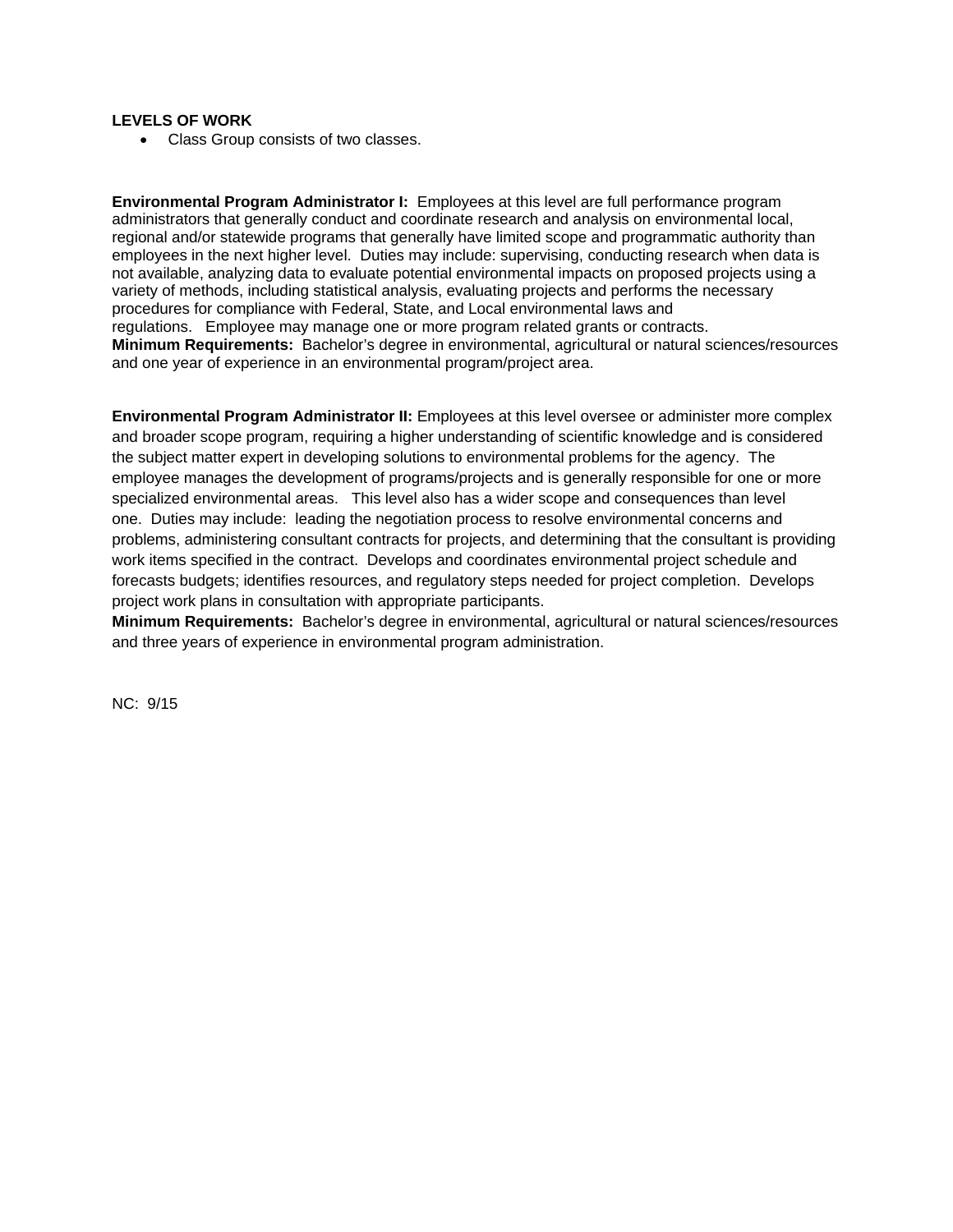**LEVELS OF WORK**

- Class Group consists of two classes.

**Environmental Program Administrator I:** Employees at this level are full performance program administrators that generally conduct and coordinate research and analysis on environmental local, regional and/or statewide programs that generally have limited scope and programmatic authority than employees in the next higher level. Duties may include: supervising, conducting research when data is not available, analyzing data to evaluate potential environmental impacts on proposed projects using a variety of methods, including statistical analysis, evaluating projects and performs the necessary procedures for compliance with Federal, State, and Local environmental laws and regulations. Employee may manage one or more program related grants or contracts.
**Minimum Requirements:** Bachelor's degree in environmental, agricultural or natural sciences/resources and one year of experience in an environmental program/project area.

**Environmental Program Administrator II:** Employees at this level oversee or administer more complex and broader scope program, requiring a higher understanding of scientific knowledge and is considered the subject matter expert in developing solutions to environmental problems for the agency. The employee manages the development of programs/projects and is generally responsible for one or more specialized environmental areas. This level also has a wider scope and consequences than level one. Duties may include: leading the negotiation process to resolve environmental concerns and problems, administering consultant contracts for projects, and determining that the consultant is providing work items specified in the contract. Develops and coordinates environmental project schedule and forecasts budgets; identifies resources, and regulatory steps needed for project completion. Develops project work plans in consultation with appropriate participants.
**Minimum Requirements:** Bachelor's degree in environmental, agricultural or natural sciences/resources and three years of experience in environmental program administration.

NC: 9/15